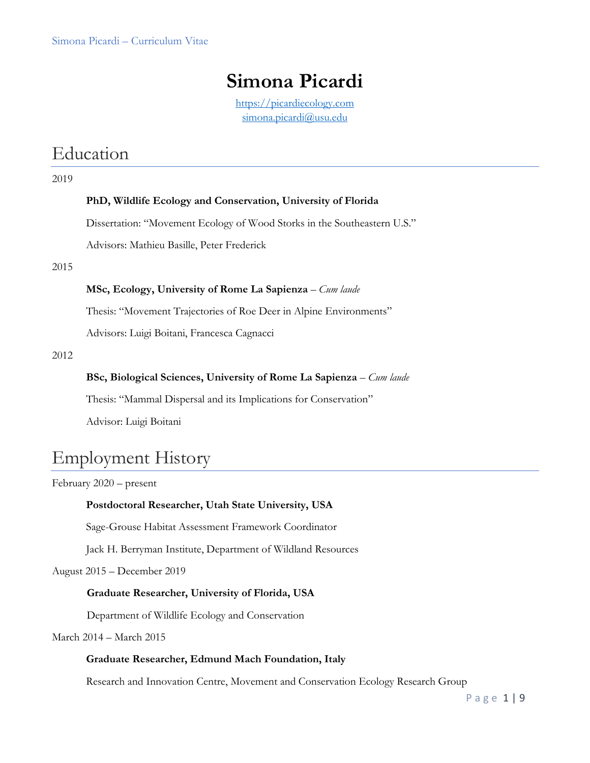# Simona Picardi

https://picardiecology.com
simona.picardi@usu.edu

## Education

2019

**PhD, Wildlife Ecology and Conservation, University of Florida**

Dissertation: "Movement Ecology of Wood Storks in the Southeastern U.S."

Advisors: Mathieu Basille, Peter Frederick

2015

**MSc, Ecology, University of Rome La Sapienza** – *Cum laude*

Thesis: "Movement Trajectories of Roe Deer in Alpine Environments"

Advisors: Luigi Boitani, Francesca Cagnacci

2012

**BSc, Biological Sciences, University of Rome La Sapienza** – *Cum laude*

Thesis: "Mammal Dispersal and its Implications for Conservation"

Advisor: Luigi Boitani

## Employment History

February 2020 – present

**Postdoctoral Researcher, Utah State University, USA**

Sage-Grouse Habitat Assessment Framework Coordinator

Jack H. Berryman Institute, Department of Wildland Resources

August 2015 – December 2019

**Graduate Researcher, University of Florida, USA**

Department of Wildlife Ecology and Conservation

March 2014 – March 2015

**Graduate Researcher, Edmund Mach Foundation, Italy**

Research and Innovation Centre, Movement and Conservation Ecology Research Group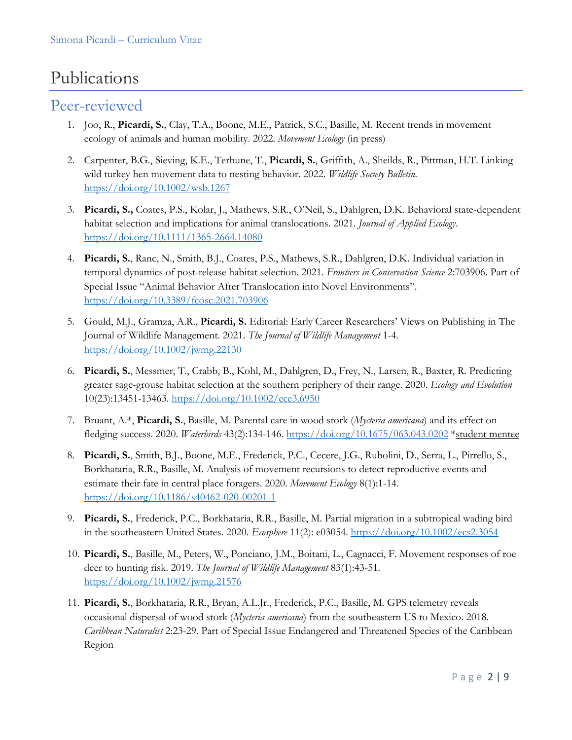# Publications

## Peer-reviewed

1. Joo, R., **Picardi, S.**, Clay, T.A., Boone, M.E., Patrick, S.C., Basille, M. Recent trends in movement ecology of animals and human mobility. 2022. *Movement Ecology* (in press)

2. Carpenter, B.G., Sieving, K.E., Terhune, T., **Picardi, S.**, Griffith, A., Sheilds, R., Pittman, H.T. Linking wild turkey hen movement data to nesting behavior. 2022. *Wildlife Society Bulletin.* https://doi.org/10.1002/wsb.1267

3. **Picardi, S.,** Coates, P.S., Kolar, J., Mathews, S.R., O'Neil, S., Dahlgren, D.K. Behavioral state-dependent habitat selection and implications for animal translocations. 2021. *Journal of Applied Ecology*. https://doi.org/10.1111/1365-2664.14080

4. **Picardi, S.**, Ranc, N., Smith, B.J., Coates, P.S., Mathews, S.R., Dahlgren, D.K. Individual variation in temporal dynamics of post-release habitat selection. 2021. *Frontiers in Conservation Science* 2:703906. Part of Special Issue "Animal Behavior After Translocation into Novel Environments". https://doi.org/10.3389/fcosc.2021.703906

5. Gould, M.J., Gramza, A.R., **Picardi, S.** Editorial: Early Career Researchers' Views on Publishing in The Journal of Wildlife Management. 2021. *The Journal of Wildlife Management* 1-4. https://doi.org/10.1002/jwmg.22130

6. **Picardi, S.**, Messmer, T., Crabb, B., Kohl, M., Dahlgren, D., Frey, N., Larsen, R., Baxter, R. Predicting greater sage-grouse habitat selection at the southern periphery of their range. 2020. *Ecology and Evolution* 10(23):13451-13463. https://doi.org/10.1002/ece3.6950

7. Bruant, A.*, **Picardi, S.**, Basille, M. Parental care in wood stork (*Mycteria americana*) and its effect on fledging success. 2020. *Waterbirds* 43(2):134-146. https://doi.org/10.1675/063.043.0202 *student mentee

8. **Picardi, S.**, Smith, B.J., Boone, M.E., Frederick, P.C., Cecere, J.G., Rubolini, D., Serra, L., Pirrello, S., Borkhataria, R.R., Basille, M. Analysis of movement recursions to detect reproductive events and estimate their fate in central place foragers. 2020. *Movement Ecology* 8(1):1-14. https://doi.org/10.1186/s40462-020-00201-1

9. **Picardi, S.**, Frederick, P.C., Borkhataria, R.R., Basille, M. Partial migration in a subtropical wading bird in the southeastern United States. 2020. *Ecosphere* 11(2): e03054. https://doi.org/10.1002/ecs2.3054

10. **Picardi, S.**, Basille, M., Peters, W., Ponciano, J.M., Boitani, L., Cagnacci, F. Movement responses of roe deer to hunting risk. 2019. *The Journal of Wildlife Management* 83(1):43-51. https://doi.org/10.1002/jwmg.21576

11. **Picardi, S.**, Borkhataria, R.R., Bryan, A.L.Jr., Frederick, P.C., Basille, M. GPS telemetry reveals occasional dispersal of wood stork (*Mycteria americana*) from the southeastern US to Mexico. 2018. *Caribbean Naturalist* 2:23-29. Part of Special Issue Endangered and Threatened Species of the Caribbean Region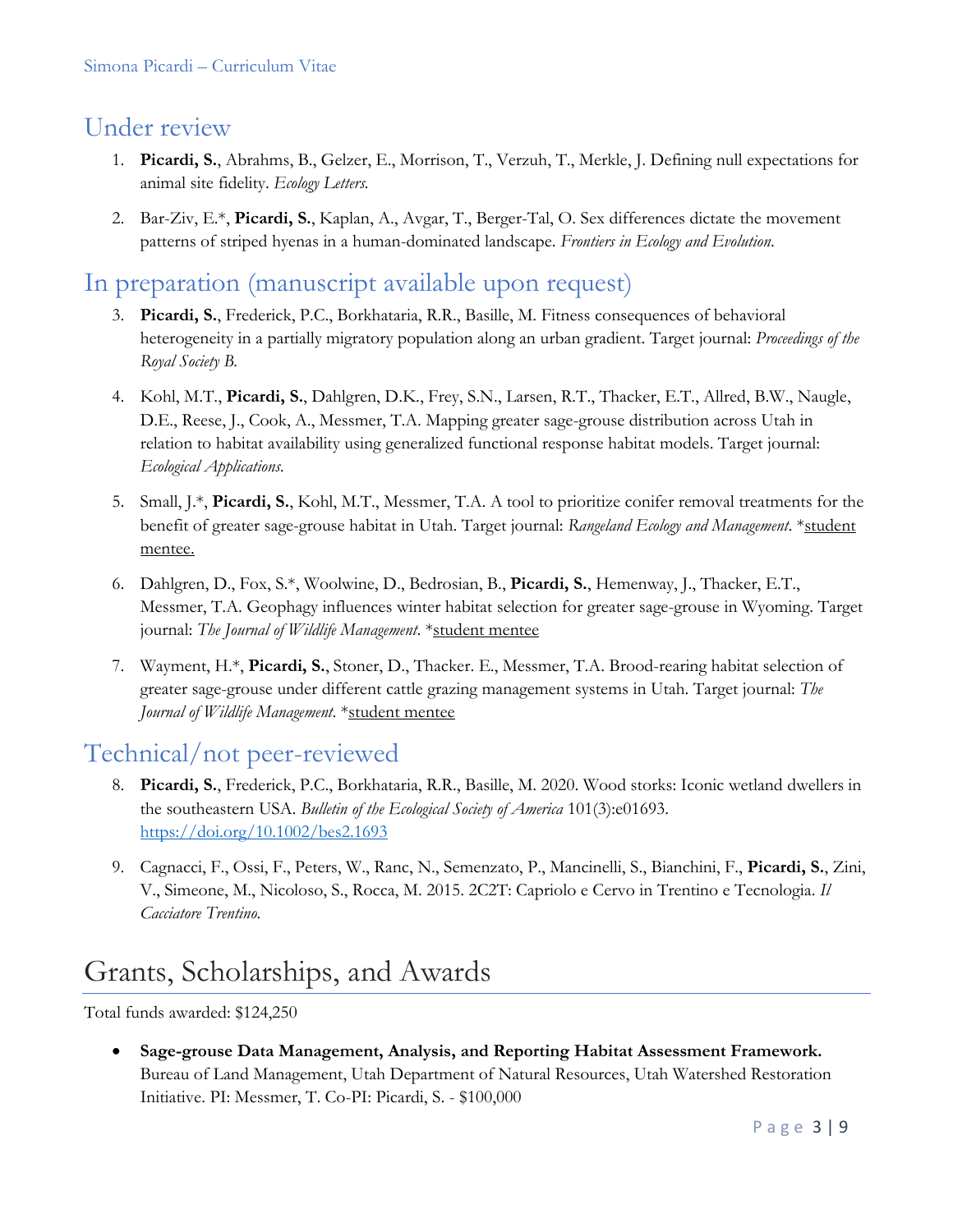## Under review

1. **Picardi, S.**, Abrahms, B., Gelzer, E., Morrison, T., Verzuh, T., Merkle, J. Defining null expectations for animal site fidelity. *Ecology Letters.*

2. Bar-Ziv, E.*, **Picardi, S.**, Kaplan, A., Avgar, T., Berger-Tal, O. Sex differences dictate the movement patterns of striped hyenas in a human-dominated landscape. *Frontiers in Ecology and Evolution.*

## In preparation (manuscript available upon request)

3. **Picardi, S.**, Frederick, P.C., Borkhataria, R.R., Basille, M. Fitness consequences of behavioral heterogeneity in a partially migratory population along an urban gradient. Target journal: *Proceedings of the Royal Society B.*

4. Kohl, M.T., **Picardi, S.**, Dahlgren, D.K., Frey, S.N., Larsen, R.T., Thacker, E.T., Allred, B.W., Naugle, D.E., Reese, J., Cook, A., Messmer, T.A. Mapping greater sage-grouse distribution across Utah in relation to habitat availability using generalized functional response habitat models. Target journal: *Ecological Applications.*

5. Small, J.*, **Picardi, S.**, Kohl, M.T., Messmer, T.A. A tool to prioritize conifer removal treatments for the benefit of greater sage-grouse habitat in Utah. Target journal: *Rangeland Ecology and Management*. *<u>student mentee.</u>

6. Dahlgren, D., Fox, S.*, Woolwine, D., Bedrosian, B., **Picardi, S.**, Hemenway, J., Thacker, E.T., Messmer, T.A. Geophagy influences winter habitat selection for greater sage-grouse in Wyoming. Target journal: *The Journal of Wildlife Management*. *<u>student mentee</u>

7. Wayment, H.*, **Picardi, S.**, Stoner, D., Thacker. E., Messmer, T.A. Brood-rearing habitat selection of greater sage-grouse under different cattle grazing management systems in Utah. Target journal: *The Journal of Wildlife Management*. *<u>student mentee</u>

## Technical/not peer-reviewed

8. **Picardi, S.**, Frederick, P.C., Borkhataria, R.R., Basille, M. 2020. Wood storks: Iconic wetland dwellers in the southeastern USA. *Bulletin of the Ecological Society of America* 101(3):e01693. https://doi.org/10.1002/bes2.1693

9. Cagnacci, F., Ossi, F., Peters, W., Ranc, N., Semenzato, P., Mancinelli, S., Bianchini, F., **Picardi, S.**, Zini, V., Simeone, M., Nicoloso, S., Rocca, M. 2015. 2C2T: Capriolo e Cervo in Trentino e Tecnologia. *Il Cacciatore Trentino.*

# Grants, Scholarships, and Awards

Total funds awarded: $124,250

- **Sage-grouse Data Management, Analysis, and Reporting Habitat Assessment Framework.** Bureau of Land Management, Utah Department of Natural Resources, Utah Watershed Restoration Initiative. PI: Messmer, T. Co-PI: Picardi, S. - $100,000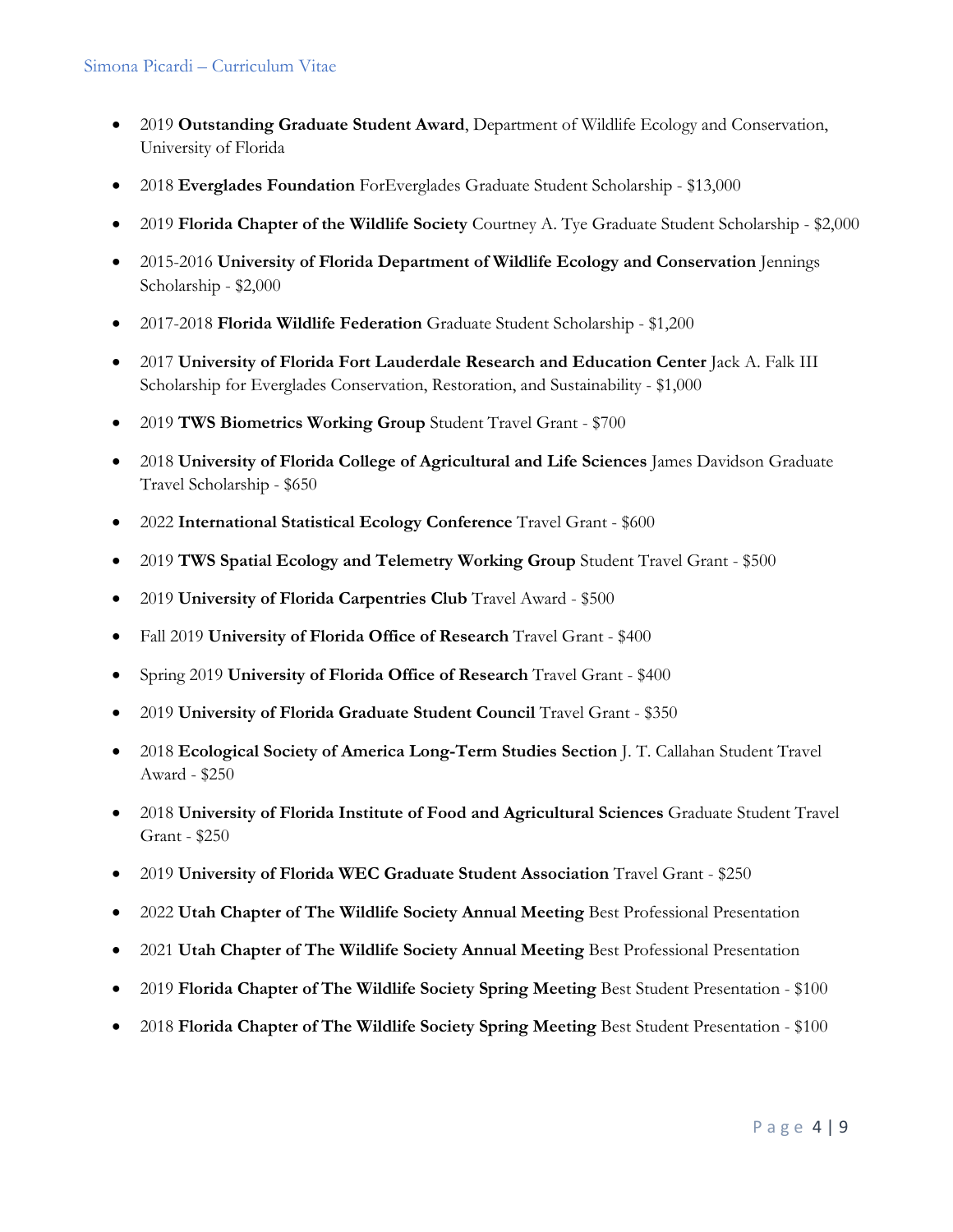- 2019 **Outstanding Graduate Student Award**, Department of Wildlife Ecology and Conservation, University of Florida
- 2018 **Everglades Foundation** ForEverglades Graduate Student Scholarship - $13,000
- 2019 **Florida Chapter of the Wildlife Society** Courtney A. Tye Graduate Student Scholarship - $2,000
- 2015-2016 **University of Florida Department of Wildlife Ecology and Conservation** Jennings Scholarship - $2,000
- 2017-2018 **Florida Wildlife Federation** Graduate Student Scholarship - $1,200
- 2017 **University of Florida Fort Lauderdale Research and Education Center** Jack A. Falk III Scholarship for Everglades Conservation, Restoration, and Sustainability - $1,000
- 2019 **TWS Biometrics Working Group** Student Travel Grant - $700
- 2018 **University of Florida College of Agricultural and Life Sciences** James Davidson Graduate Travel Scholarship - $650
- 2022 **International Statistical Ecology Conference** Travel Grant - $600
- 2019 **TWS Spatial Ecology and Telemetry Working Group** Student Travel Grant - $500
- 2019 **University of Florida Carpentries Club** Travel Award - $500
- Fall 2019 **University of Florida Office of Research** Travel Grant - $400
- Spring 2019 **University of Florida Office of Research** Travel Grant - $400
- 2019 **University of Florida Graduate Student Council** Travel Grant - $350
- 2018 **Ecological Society of America Long-Term Studies Section** J. T. Callahan Student Travel Award - $250
- 2018 **University of Florida Institute of Food and Agricultural Sciences** Graduate Student Travel Grant - $250
- 2019 **University of Florida WEC Graduate Student Association** Travel Grant - $250
- 2022 **Utah Chapter of The Wildlife Society Annual Meeting** Best Professional Presentation
- 2021 **Utah Chapter of The Wildlife Society Annual Meeting** Best Professional Presentation
- 2019 **Florida Chapter of The Wildlife Society Spring Meeting** Best Student Presentation - $100
- 2018 **Florida Chapter of The Wildlife Society Spring Meeting** Best Student Presentation - $100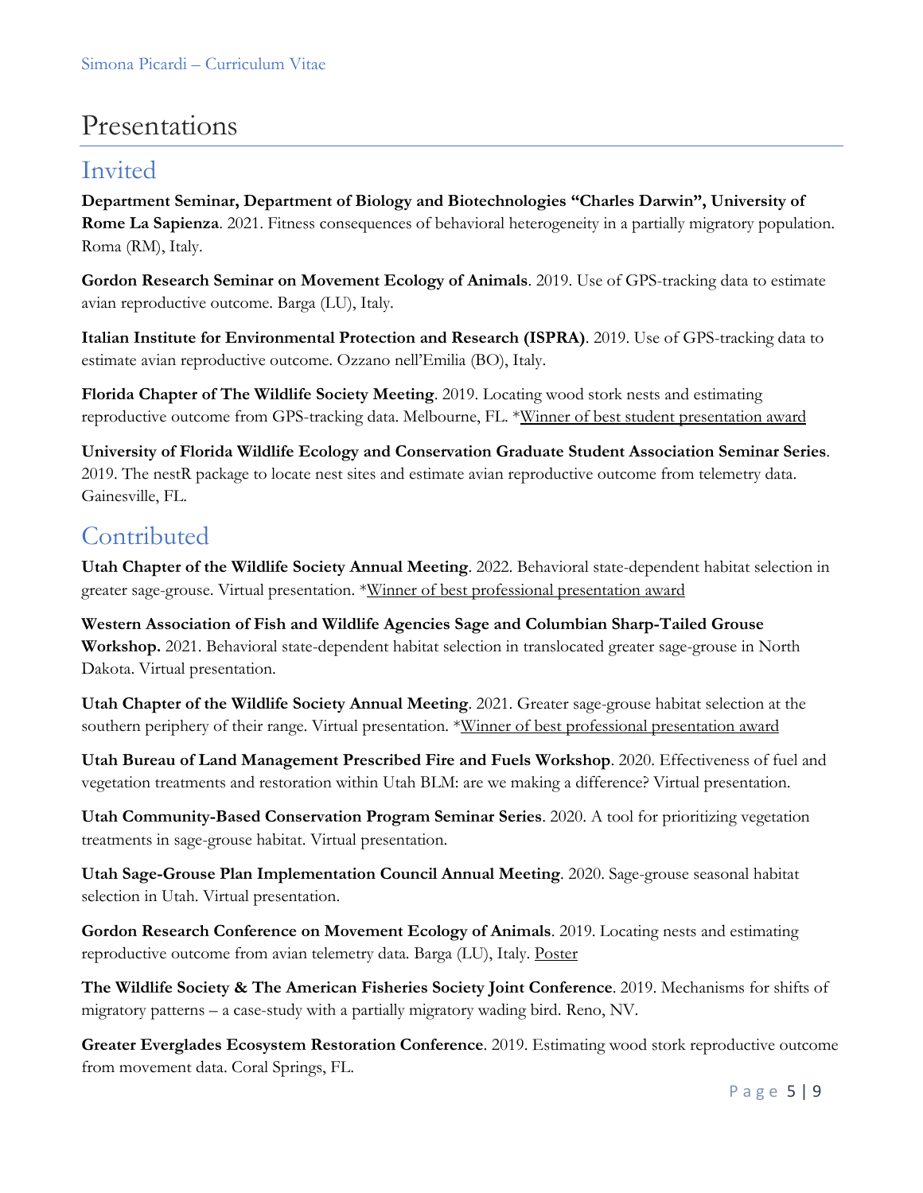# Presentations

## Invited

**Department Seminar, Department of Biology and Biotechnologies "Charles Darwin", University of Rome La Sapienza**. 2021. Fitness consequences of behavioral heterogeneity in a partially migratory population. Roma (RM), Italy.

**Gordon Research Seminar on Movement Ecology of Animals**. 2019. Use of GPS-tracking data to estimate avian reproductive outcome. Barga (LU), Italy.

**Italian Institute for Environmental Protection and Research (ISPRA)**. 2019. Use of GPS-tracking data to estimate avian reproductive outcome. Ozzano nell'Emilia (BO), Italy.

**Florida Chapter of The Wildlife Society Meeting**. 2019. Locating wood stork nests and estimating reproductive outcome from GPS-tracking data. Melbourne, FL. *Winner of best student presentation award

**University of Florida Wildlife Ecology and Conservation Graduate Student Association Seminar Series**. 2019. The nestR package to locate nest sites and estimate avian reproductive outcome from telemetry data. Gainesville, FL.

## Contributed

**Utah Chapter of the Wildlife Society Annual Meeting**. 2022. Behavioral state-dependent habitat selection in greater sage-grouse. Virtual presentation. *Winner of best professional presentation award

**Western Association of Fish and Wildlife Agencies Sage and Columbian Sharp-Tailed Grouse Workshop.** 2021. Behavioral state-dependent habitat selection in translocated greater sage-grouse in North Dakota. Virtual presentation.

**Utah Chapter of the Wildlife Society Annual Meeting**. 2021. Greater sage-grouse habitat selection at the southern periphery of their range. Virtual presentation. *Winner of best professional presentation award

**Utah Bureau of Land Management Prescribed Fire and Fuels Workshop**. 2020. Effectiveness of fuel and vegetation treatments and restoration within Utah BLM: are we making a difference? Virtual presentation.

**Utah Community-Based Conservation Program Seminar Series**. 2020. A tool for prioritizing vegetation treatments in sage-grouse habitat. Virtual presentation.

**Utah Sage-Grouse Plan Implementation Council Annual Meeting**. 2020. Sage-grouse seasonal habitat selection in Utah. Virtual presentation.

**Gordon Research Conference on Movement Ecology of Animals**. 2019. Locating nests and estimating reproductive outcome from avian telemetry data. Barga (LU), Italy. Poster

**The Wildlife Society & The American Fisheries Society Joint Conference**. 2019. Mechanisms for shifts of migratory patterns – a case-study with a partially migratory wading bird. Reno, NV.

**Greater Everglades Ecosystem Restoration Conference**. 2019. Estimating wood stork reproductive outcome from movement data. Coral Springs, FL.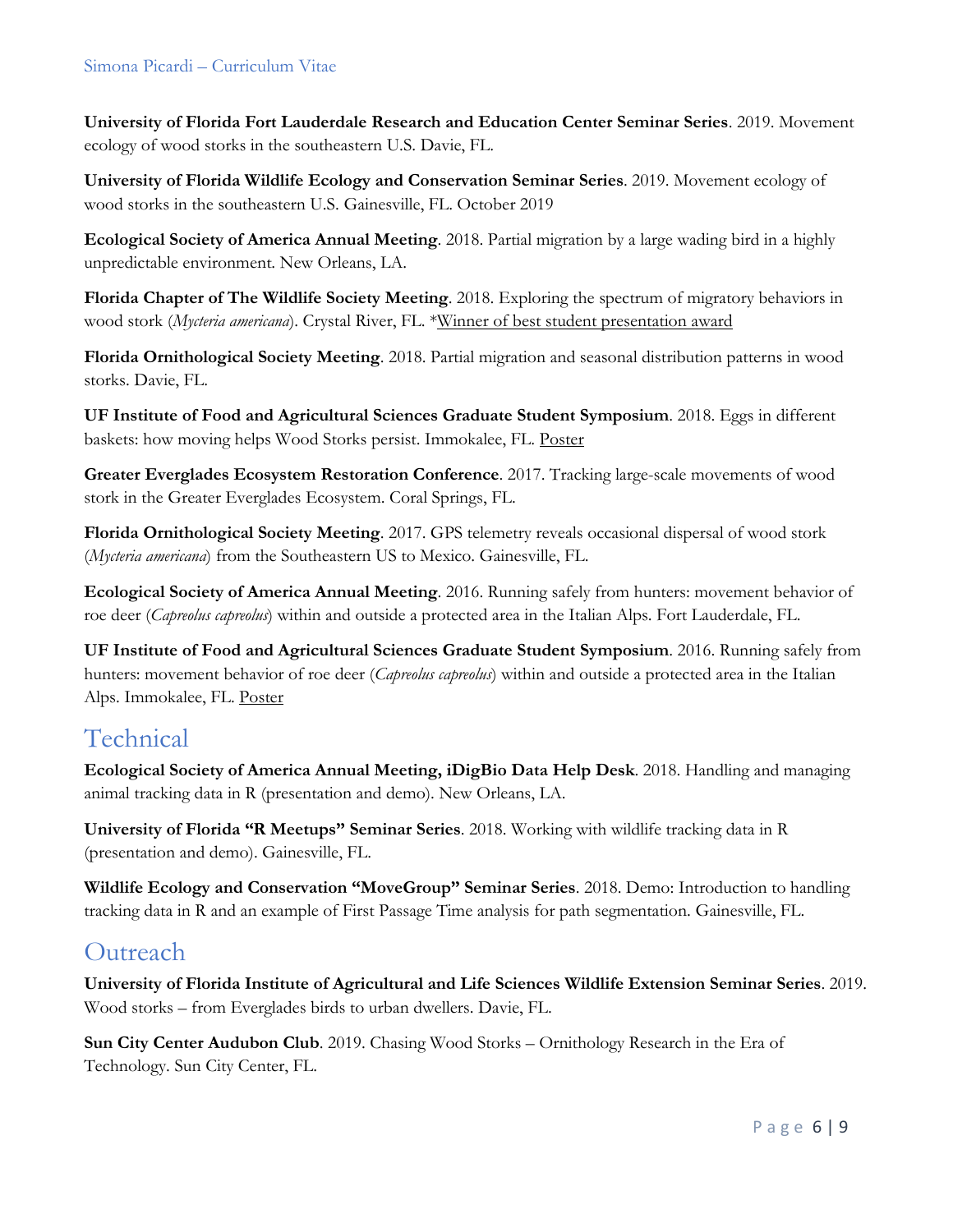**University of Florida Fort Lauderdale Research and Education Center Seminar Series**. 2019. Movement ecology of wood storks in the southeastern U.S. Davie, FL.

**University of Florida Wildlife Ecology and Conservation Seminar Series**. 2019. Movement ecology of wood storks in the southeastern U.S. Gainesville, FL. October 2019

**Ecological Society of America Annual Meeting**. 2018. Partial migration by a large wading bird in a highly unpredictable environment. New Orleans, LA.

**Florida Chapter of The Wildlife Society Meeting**. 2018. Exploring the spectrum of migratory behaviors in wood stork (*Mycteria americana*). Crystal River, FL. *Winner of best student presentation award

**Florida Ornithological Society Meeting**. 2018. Partial migration and seasonal distribution patterns in wood storks. Davie, FL.

**UF Institute of Food and Agricultural Sciences Graduate Student Symposium**. 2018. Eggs in different baskets: how moving helps Wood Storks persist. Immokalee, FL. Poster

**Greater Everglades Ecosystem Restoration Conference**. 2017. Tracking large-scale movements of wood stork in the Greater Everglades Ecosystem. Coral Springs, FL.

**Florida Ornithological Society Meeting**. 2017. GPS telemetry reveals occasional dispersal of wood stork (*Mycteria americana*) from the Southeastern US to Mexico. Gainesville, FL.

**Ecological Society of America Annual Meeting**. 2016. Running safely from hunters: movement behavior of roe deer (*Capreolus capreolus*) within and outside a protected area in the Italian Alps. Fort Lauderdale, FL.

**UF Institute of Food and Agricultural Sciences Graduate Student Symposium**. 2016. Running safely from hunters: movement behavior of roe deer (*Capreolus capreolus*) within and outside a protected area in the Italian Alps. Immokalee, FL. Poster

## Technical

**Ecological Society of America Annual Meeting, iDigBio Data Help Desk**. 2018. Handling and managing animal tracking data in R (presentation and demo). New Orleans, LA.

**University of Florida "R Meetups" Seminar Series**. 2018. Working with wildlife tracking data in R (presentation and demo). Gainesville, FL.

**Wildlife Ecology and Conservation "MoveGroup" Seminar Series**. 2018. Demo: Introduction to handling tracking data in R and an example of First Passage Time analysis for path segmentation. Gainesville, FL.

## Outreach

**University of Florida Institute of Agricultural and Life Sciences Wildlife Extension Seminar Series**. 2019. Wood storks – from Everglades birds to urban dwellers. Davie, FL.

**Sun City Center Audubon Club**. 2019. Chasing Wood Storks – Ornithology Research in the Era of Technology. Sun City Center, FL.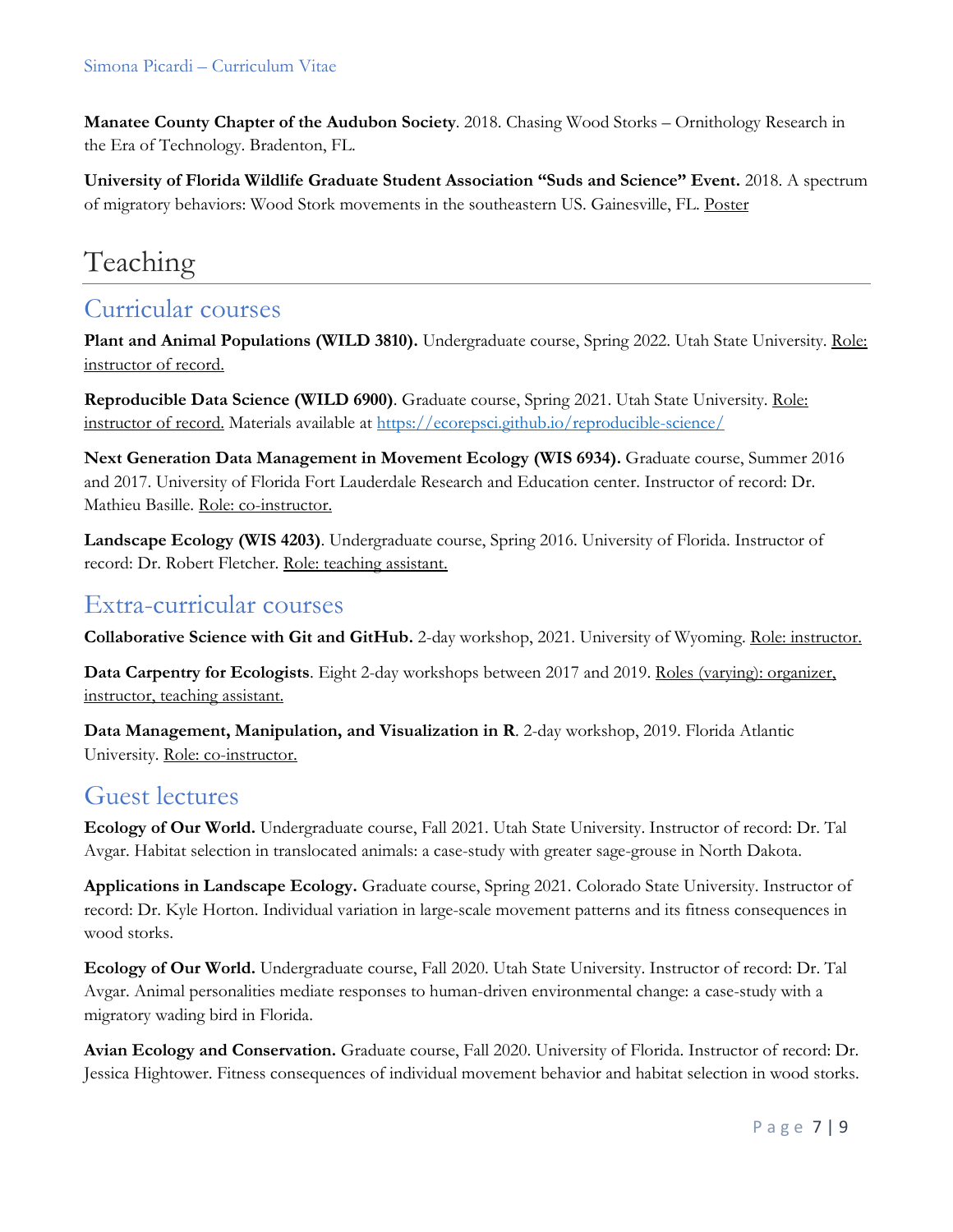**Manatee County Chapter of the Audubon Society**. 2018. Chasing Wood Storks – Ornithology Research in the Era of Technology. Bradenton, FL.

**University of Florida Wildlife Graduate Student Association "Suds and Science" Event.** 2018. A spectrum of migratory behaviors: Wood Stork movements in the southeastern US. Gainesville, FL. Poster

# Teaching

## Curricular courses

**Plant and Animal Populations (WILD 3810).** Undergraduate course, Spring 2022. Utah State University. Role: instructor of record.

**Reproducible Data Science (WILD 6900)**. Graduate course, Spring 2021. Utah State University. Role: instructor of record. Materials available at https://ecorepsci.github.io/reproducible-science/

**Next Generation Data Management in Movement Ecology (WIS 6934).** Graduate course, Summer 2016 and 2017. University of Florida Fort Lauderdale Research and Education center. Instructor of record: Dr. Mathieu Basille. Role: co-instructor.

**Landscape Ecology (WIS 4203)**. Undergraduate course, Spring 2016. University of Florida. Instructor of record: Dr. Robert Fletcher. Role: teaching assistant.

## Extra-curricular courses

**Collaborative Science with Git and GitHub.** 2-day workshop, 2021. University of Wyoming. Role: instructor.

**Data Carpentry for Ecologists**. Eight 2-day workshops between 2017 and 2019. Roles (varying): organizer, instructor, teaching assistant.

**Data Management, Manipulation, and Visualization in R**. 2-day workshop, 2019. Florida Atlantic University. Role: co-instructor.

## Guest lectures

**Ecology of Our World.** Undergraduate course, Fall 2021. Utah State University. Instructor of record: Dr. Tal Avgar. Habitat selection in translocated animals: a case-study with greater sage-grouse in North Dakota.

**Applications in Landscape Ecology.** Graduate course, Spring 2021. Colorado State University. Instructor of record: Dr. Kyle Horton. Individual variation in large-scale movement patterns and its fitness consequences in wood storks.

**Ecology of Our World.** Undergraduate course, Fall 2020. Utah State University. Instructor of record: Dr. Tal Avgar. Animal personalities mediate responses to human-driven environmental change: a case-study with a migratory wading bird in Florida.

**Avian Ecology and Conservation.** Graduate course, Fall 2020. University of Florida. Instructor of record: Dr. Jessica Hightower. Fitness consequences of individual movement behavior and habitat selection in wood storks.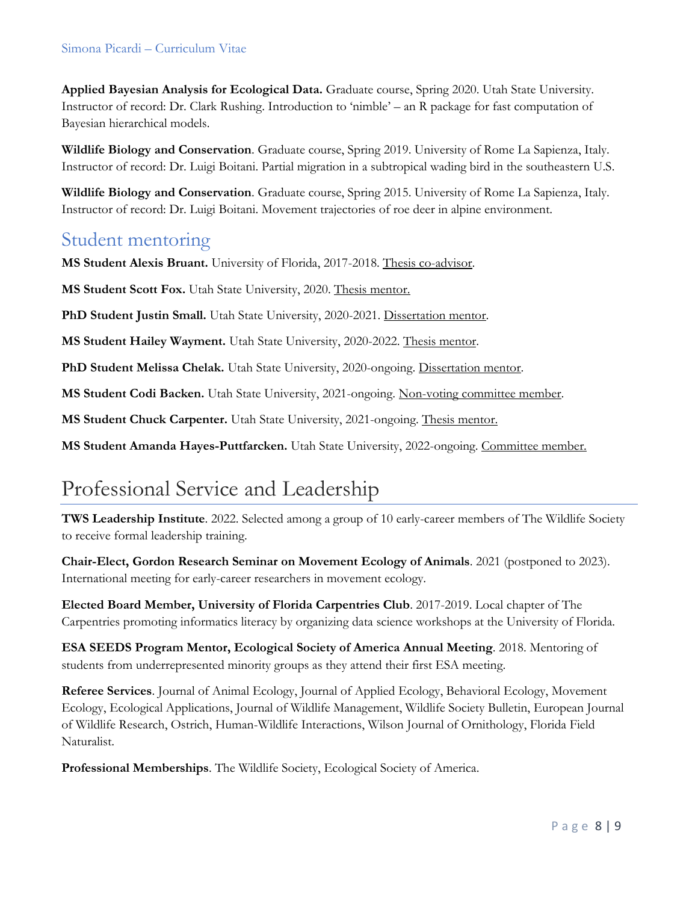**Applied Bayesian Analysis for Ecological Data.** Graduate course, Spring 2020. Utah State University. Instructor of record: Dr. Clark Rushing. Introduction to 'nimble' – an R package for fast computation of Bayesian hierarchical models.

**Wildlife Biology and Conservation**. Graduate course, Spring 2019. University of Rome La Sapienza, Italy. Instructor of record: Dr. Luigi Boitani. Partial migration in a subtropical wading bird in the southeastern U.S.

**Wildlife Biology and Conservation**. Graduate course, Spring 2015. University of Rome La Sapienza, Italy. Instructor of record: Dr. Luigi Boitani. Movement trajectories of roe deer in alpine environment.

## Student mentoring

**MS Student Alexis Bruant.** University of Florida, 2017-2018. Thesis co-advisor.

**MS Student Scott Fox.** Utah State University, 2020. Thesis mentor.

**PhD Student Justin Small.** Utah State University, 2020-2021. Dissertation mentor.

**MS Student Hailey Wayment.** Utah State University, 2020-2022. Thesis mentor.

**PhD Student Melissa Chelak.** Utah State University, 2020-ongoing. Dissertation mentor.

**MS Student Codi Backen.** Utah State University, 2021-ongoing. Non-voting committee member.

**MS Student Chuck Carpenter.** Utah State University, 2021-ongoing. Thesis mentor.

**MS Student Amanda Hayes-Puttfarcken.** Utah State University, 2022-ongoing. Committee member.

# Professional Service and Leadership

**TWS Leadership Institute**. 2022. Selected among a group of 10 early-career members of The Wildlife Society to receive formal leadership training.

**Chair-Elect, Gordon Research Seminar on Movement Ecology of Animals**. 2021 (postponed to 2023). International meeting for early-career researchers in movement ecology.

**Elected Board Member, University of Florida Carpentries Club**. 2017-2019. Local chapter of The Carpentries promoting informatics literacy by organizing data science workshops at the University of Florida.

**ESA SEEDS Program Mentor, Ecological Society of America Annual Meeting**. 2018. Mentoring of students from underrepresented minority groups as they attend their first ESA meeting.

**Referee Services**. Journal of Animal Ecology, Journal of Applied Ecology, Behavioral Ecology, Movement Ecology, Ecological Applications, Journal of Wildlife Management, Wildlife Society Bulletin, European Journal of Wildlife Research, Ostrich, Human-Wildlife Interactions, Wilson Journal of Ornithology, Florida Field Naturalist.

**Professional Memberships**. The Wildlife Society, Ecological Society of America.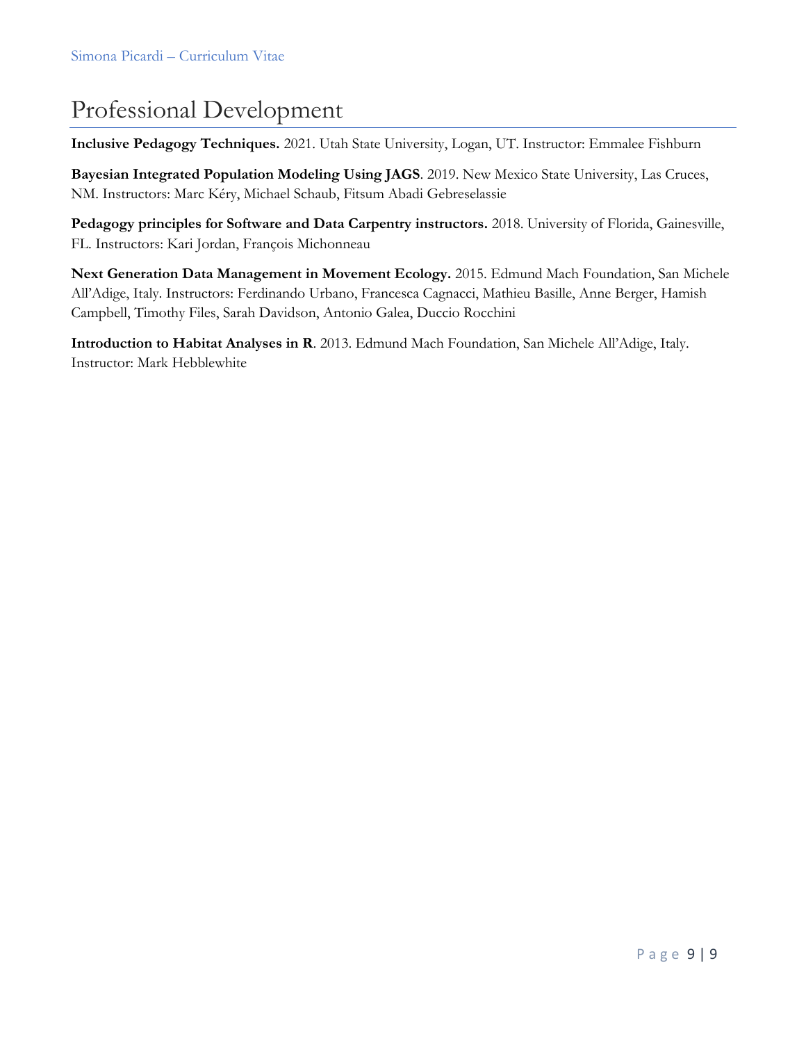# Professional Development

**Inclusive Pedagogy Techniques.** 2021. Utah State University, Logan, UT. Instructor: Emmalee Fishburn

**Bayesian Integrated Population Modeling Using JAGS**. 2019. New Mexico State University, Las Cruces, NM. Instructors: Marc Kéry, Michael Schaub, Fitsum Abadi Gebreselassie

**Pedagogy principles for Software and Data Carpentry instructors.** 2018. University of Florida, Gainesville, FL. Instructors: Kari Jordan, François Michonneau

**Next Generation Data Management in Movement Ecology.** 2015. Edmund Mach Foundation, San Michele All'Adige, Italy. Instructors: Ferdinando Urbano, Francesca Cagnacci, Mathieu Basille, Anne Berger, Hamish Campbell, Timothy Files, Sarah Davidson, Antonio Galea, Duccio Rocchini

**Introduction to Habitat Analyses in R**. 2013. Edmund Mach Foundation, San Michele All'Adige, Italy. Instructor: Mark Hebblewhite